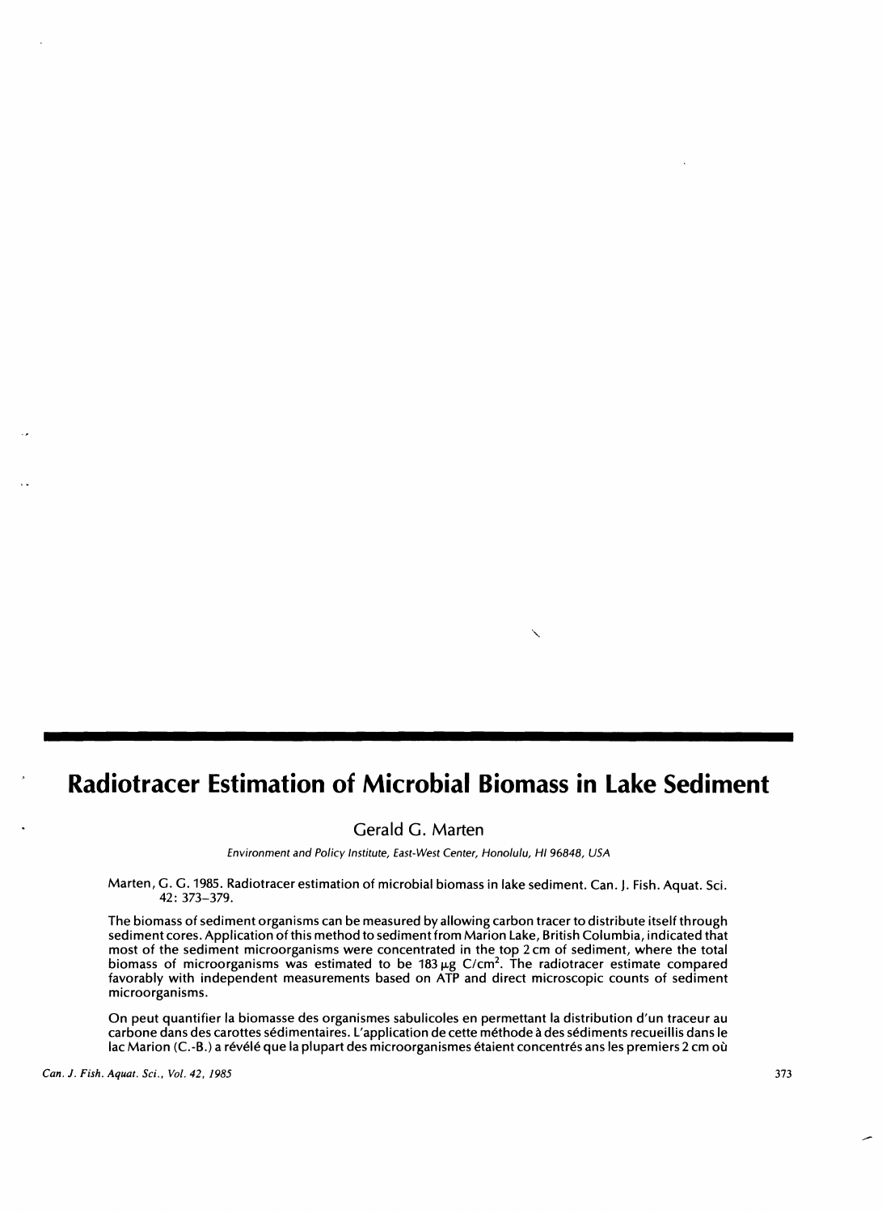# Radiotracer Estimation of Microbial Biomass in Lake Sediment

Gerald G. Marten

*Environment and Policy Institute, East-West Center, Honolulu, HI 96848, USA*

Marten, G. G. 1985. Radiotracer estimation of microbial biomass in lake sediment. Can. J. Fish. Aquat. Sci. 42: 373–379.

The biomass of sediment organisms can be measured by allowing carbon tracer to distribute itself through sediment cores. Application of this method to sediment from Marion Lake, British Columbia, indicated that most of the sediment microorganisms were concentrated in the top 2 cm of sediment, where the total biomass of microorganisms was estimated to be 183 μg C/cm$^2$. The radiotracer estimate compared favorably with independent measurements based on ATP and direct microscopic counts of sediment microorganisms.

On peut quantifier la biomasse des organismes sabulicoles en permettant la distribution d'un traceur au carbone dans des carottes sédimentaires. L'application de cette méthode à des sédiments recueillis dans le lac Marion (C.-B.) a révélé que la plupart des microorganismes étaient concentrés ans les premiers 2 cm où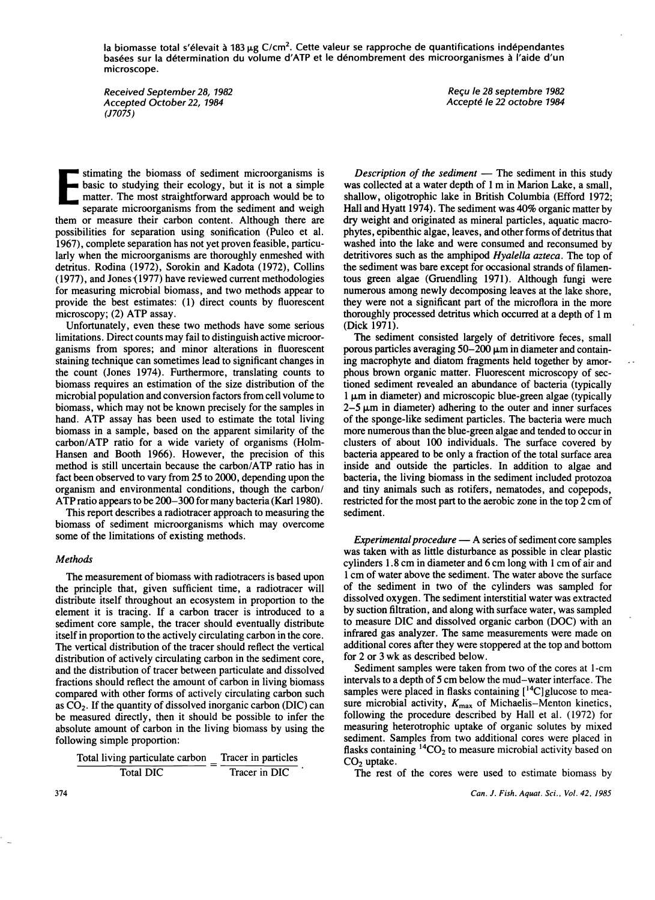la biomasse total s'élevait à 183 μg C/cm². Cette valeur se rapproche de quantifications indépendantes basées sur la détermination du volume d'ATP et le dénombrement des microorganismes à l'aide d'un microscope.

*Received September 28, 1982*
*Accepted October 22, 1984*
*(J7075)*

*Reçu le 28 septembre 1982*
*Accepté le 22 octobre 1984*

Estimating the biomass of sediment microorganisms is basic to studying their ecology, but it is not a simple matter. The most straightforward approach would be to separate microorganisms from the sediment and weigh them or measure their carbon content. Although there are possibilities for separation using sonification (Puleo et al. 1967), complete separation has not yet proven feasible, particularly when the microorganisms are thoroughly enmeshed with detritus. Rodina (1972), Sorokin and Kadota (1972), Collins (1977), and Jones (1977) have reviewed current methodologies for measuring microbial biomass, and two methods appear to provide the best estimates: (1) direct counts by fluorescent microscopy; (2) ATP assay.

Unfortunately, even these two methods have some serious limitations. Direct counts may fail to distinguish active microorganisms from spores; and minor alterations in fluorescent staining technique can sometimes lead to significant changes in the count (Jones 1974). Furthermore, translating counts to biomass requires an estimation of the size distribution of the microbial population and conversion factors from cell volume to biomass, which may not be known precisely for the samples in hand. ATP assay has been used to estimate the total living biomass in a sample, based on the apparent similarity of the carbon/ATP ratio for a wide variety of organisms (Holm-Hansen and Booth 1966). However, the precision of this method is still uncertain because the carbon/ATP ratio has in fact been observed to vary from 25 to 2000, depending upon the organism and environmental conditions, though the carbon/ATP ratio appears to be 200–300 for many bacteria (Karl 1980).

This report describes a radiotracer approach to measuring the biomass of sediment microorganisms which may overcome some of the limitations of existing methods.

## Methods

The measurement of biomass with radiotracers is based upon the principle that, given sufficient time, a radiotracer will distribute itself throughout an ecosystem in proportion to the element it is tracing. If a carbon tracer is introduced to a sediment core sample, the tracer should eventually distribute itself in proportion to the actively circulating carbon in the core. The vertical distribution of the tracer should reflect the vertical distribution of actively circulating carbon in the sediment core, and the distribution of tracer between particulate and dissolved fractions should reflect the amount of carbon in living biomass compared with other forms of actively circulating carbon such as $CO_2$. If the quantity of dissolved inorganic carbon (DIC) can be measured directly, then it should be possible to infer the absolute amount of carbon in the living biomass by using the following simple proportion:

$$\frac{\text{Total living particulate carbon}}{\text{Total DIC}} = \frac{\text{Tracer in particles}}{\text{Tracer in DIC}}.$$

*Description of the sediment* — The sediment in this study was collected at a water depth of 1 m in Marion Lake, a small, shallow, oligotrophic lake in British Columbia (Efford 1972; Hall and Hyatt 1974). The sediment was 40% organic matter by dry weight and originated as mineral particles, aquatic macrophytes, epibenthic algae, leaves, and other forms of detritus that washed into the lake and were consumed and reconsumed by detritivores such as the amphipod *Hyalella azteca*. The top of the sediment was bare except for occasional strands of filamentous green algae (Gruendling 1971). Although fungi were numerous among newly decomposing leaves at the lake shore, they were not a significant part of the microflora in the more thoroughly processed detritus which occurred at a depth of 1 m (Dick 1971).

The sediment consisted largely of detritivore feces, small porous particles averaging 50–200 μm in diameter and containing macrophyte and diatom fragments held together by amorphous brown organic matter. Fluorescent microscopy of sectioned sediment revealed an abundance of bacteria (typically 1 μm in diameter) and microscopic blue-green algae (typically 2–5 μm in diameter) adhering to the outer and inner surfaces of the sponge-like sediment particles. The bacteria were much more numerous than the blue-green algae and tended to occur in clusters of about 100 individuals. The surface covered by bacteria appeared to be only a fraction of the total surface area inside and outside the particles. In addition to algae and bacteria, the living biomass in the sediment included protozoa and tiny animals such as rotifers, nematodes, and copepods, restricted for the most part to the aerobic zone in the top 2 cm of sediment.

*Experimental procedure* — A series of sediment core samples was taken with as little disturbance as possible in clear plastic cylinders 1.8 cm in diameter and 6 cm long with 1 cm of air and 1 cm of water above the sediment. The water above the surface of the sediment in two of the cylinders was sampled for dissolved oxygen. The sediment interstitial water was extracted by suction filtration, and along with surface water, was sampled to measure DIC and dissolved organic carbon (DOC) with an infrared gas analyzer. The same measurements were made on additional cores after they were stoppered at the top and bottom for 2 or 3 wk as described below.

Sediment samples were taken from two of the cores at 1-cm intervals to a depth of 5 cm below the mud–water interface. The samples were placed in flasks containing [$^{14}$C]glucose to measure microbial activity, $K_{max}$ of Michaelis–Menton kinetics, following the procedure described by Hall et al. (1972) for measuring heterotrophic uptake of organic solutes by mixed sediment. Samples from two additional cores were placed in flasks containing $^{14}CO_2$ to measure microbial activity based on $CO_2$ uptake.

The rest of the cores were used to estimate biomass by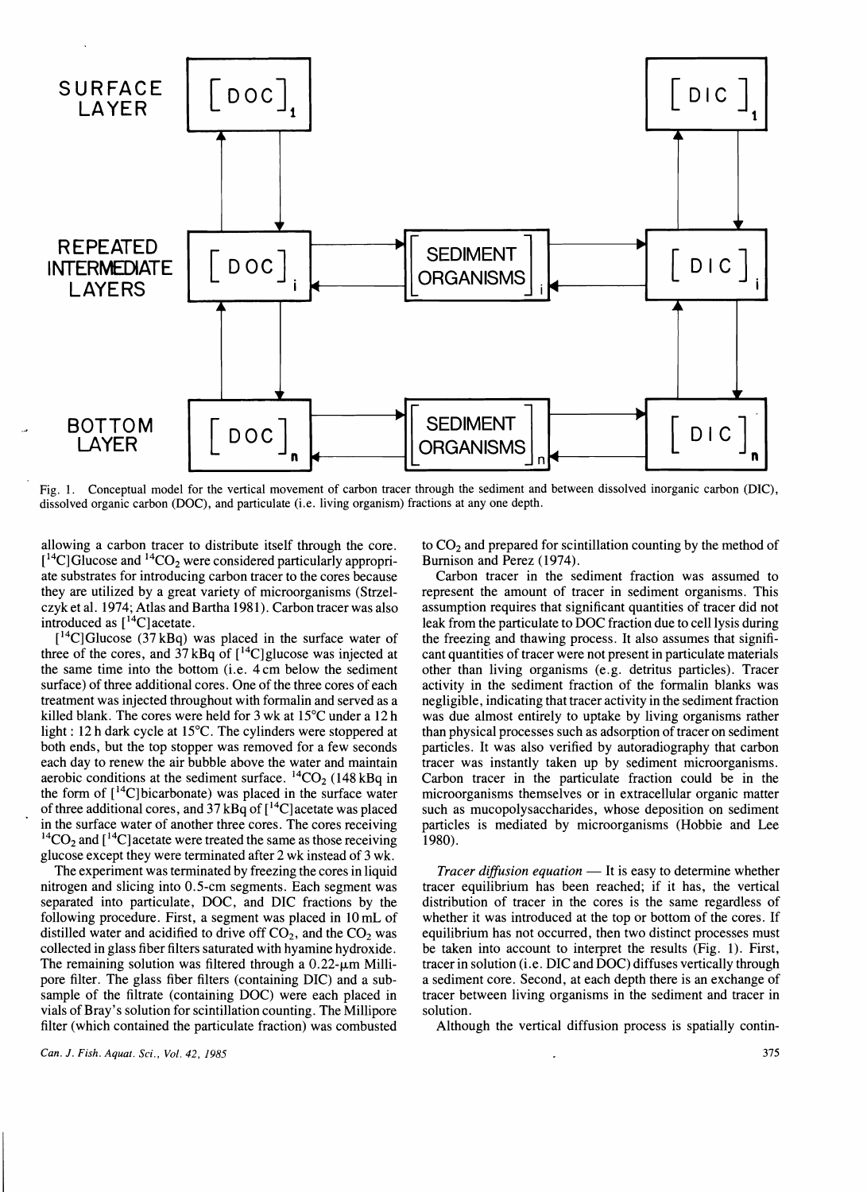Fig. 1. Conceptual model for the vertical movement of carbon tracer through the sediment and between dissolved inorganic carbon (DIC), dissolved organic carbon (DOC), and particulate (i.e. living organism) fractions at any one depth.

allowing a carbon tracer to distribute itself through the core. [$^{14}$C]Glucose and $^{14}CO_2$ were considered particularly appropriate substrates for introducing carbon tracer to the cores because they are utilized by a great variety of microorganisms (Strzelczyk et al. 1974; Atlas and Bartha 1981). Carbon tracer was also introduced as [$^{14}$C]acetate.

[$^{14}$C]Glucose (37 kBq) was placed in the surface water of three of the cores, and 37 kBq of [$^{14}$C]glucose was injected at the same time into the bottom (i.e. 4 cm below the sediment surface) of three additional cores. One of the three cores of each treatment was injected throughout with formalin and served as a killed blank. The cores were held for 3 wk at 15°C under a 12 h light : 12 h dark cycle at 15°C. The cylinders were stoppered at both ends, but the top stopper was removed for a few seconds each day to renew the air bubble above the water and maintain aerobic conditions at the sediment surface. $^{14}CO_2$ (148 kBq in the form of [$^{14}$C]bicarbonate) was placed in the surface water of three additional cores, and 37 kBq of [$^{14}$C]acetate was placed in the surface water of another three cores. The cores receiving $^{14}CO_2$ and [$^{14}$C]acetate were treated the same as those receiving glucose except they were terminated after 2 wk instead of 3 wk.

The experiment was terminated by freezing the cores in liquid nitrogen and slicing into 0.5-cm segments. Each segment was separated into particulate, DOC, and DIC fractions by the following procedure. First, a segment was placed in 10 mL of distilled water and acidified to drive off $CO_2$, and the $CO_2$ was collected in glass fiber filters saturated with hyamine hydroxide. The remaining solution was filtered through a 0.22-μm Millipore filter. The glass fiber filters (containing DIC) and a subsample of the filtrate (containing DOC) were each placed in vials of Bray's solution for scintillation counting. The Millipore filter (which contained the particulate fraction) was combusted to $CO_2$ and prepared for scintillation counting by the method of Burnison and Perez (1974).

Carbon tracer in the sediment fraction was assumed to represent the amount of tracer in sediment organisms. This assumption requires that significant quantities of tracer did not leak from the particulate to DOC fraction due to cell lysis during the freezing and thawing process. It also assumes that significant quantities of tracer were not present in particulate materials other than living organisms (e.g. detritus particles). Tracer activity in the sediment fraction of the formalin blanks was negligible, indicating that tracer activity in the sediment fraction was due almost entirely to uptake by living organisms rather than physical processes such as adsorption of tracer on sediment particles. It was also verified by autoradiography that carbon tracer was instantly taken up by sediment microorganisms. Carbon tracer in the particulate fraction could be in the microorganisms themselves or in extracellular organic matter such as mucopolysaccharides, whose deposition on sediment particles is mediated by microorganisms (Hobbie and Lee 1980).

*Tracer diffusion equation* — It is easy to determine whether tracer equilibrium has been reached; if it has, the vertical distribution of tracer in the cores is the same regardless of whether it was introduced at the top or bottom of the cores. If equilibrium has not occurred, then two distinct processes must be taken into account to interpret the results (Fig. 1). First, tracer in solution (i.e. DIC and DOC) diffuses vertically through a sediment core. Second, at each depth there is an exchange of tracer between living organisms in the sediment and tracer in solution.

Although the vertical diffusion process is spatially contin-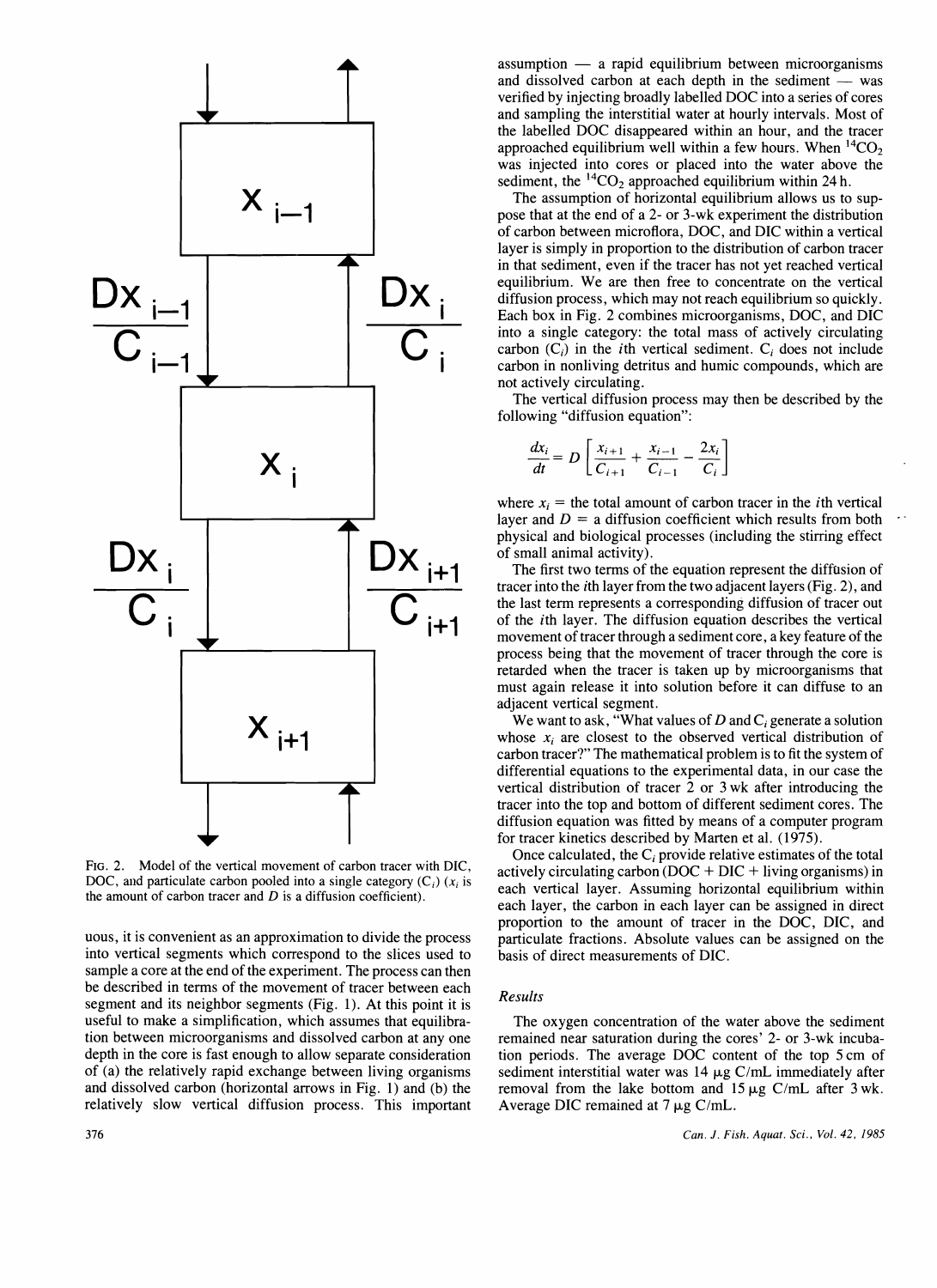FIG. 2. Model of the vertical movement of carbon tracer with DIC, DOC, and particulate carbon pooled into a single category ($C_i$) ($x_i$ is the amount of carbon tracer and $D$ is a diffusion coefficient).

uous, it is convenient as an approximation to divide the process into vertical segments which correspond to the slices used to sample a core at the end of the experiment. The process can then be described in terms of the movement of tracer between each segment and its neighbor segments (Fig. 1). At this point it is useful to make a simplification, which assumes that equilibration between microorganisms and dissolved carbon at any one depth in the core is fast enough to allow separate consideration of (a) the relatively rapid exchange between living organisms and dissolved carbon (horizontal arrows in Fig. 1) and (b) the relatively slow vertical diffusion process. This important assumption — a rapid equilibrium between microorganisms and dissolved carbon at each depth in the sediment — was verified by injecting broadly labelled DOC into a series of cores and sampling the interstitial water at hourly intervals. Most of the labelled DOC disappeared within an hour, and the tracer approached equilibrium well within a few hours. When $^{14}CO_2$ was injected into cores or placed into the water above the sediment, the $^{14}CO_2$ approached equilibrium within 24 h.

The assumption of horizontal equilibrium allows us to suppose that at the end of a 2- or 3-wk experiment the distribution of carbon between microflora, DOC, and DIC within a vertical layer is simply in proportion to the distribution of carbon tracer in that sediment, even if the tracer has not yet reached vertical equilibrium. We are then free to concentrate on the vertical diffusion process, which may not reach equilibrium so quickly. Each box in Fig. 2 combines microorganisms, DOC, and DIC into a single category: the total mass of actively circulating carbon ($C_i$) in the $i$th vertical sediment. $C_i$ does not include carbon in nonliving detritus and humic compounds, which are not actively circulating.

The vertical diffusion process may then be described by the following "diffusion equation":

$$\frac{dx_i}{dt} = D\left[\frac{x_{i+1}}{C_{i+1}} + \frac{x_{i-1}}{C_{i-1}} - \frac{2x_i}{C_i}\right]$$

where $x_i$ = the total amount of carbon tracer in the $i$th vertical layer and $D$ = a diffusion coefficient which results from both physical and biological processes (including the stirring effect of small animal activity).

The first two terms of the equation represent the diffusion of tracer into the $i$th layer from the two adjacent layers (Fig. 2), and the last term represents a corresponding diffusion of tracer out of the $i$th layer. The diffusion equation describes the vertical movement of tracer through a sediment core, a key feature of the process being that the movement of tracer through the core is retarded when the tracer is taken up by microorganisms that must again release it into solution before it can diffuse to an adjacent vertical segment.

We want to ask, "What values of $D$ and $C_i$ generate a solution whose $x_i$ are closest to the observed vertical distribution of carbon tracer?" The mathematical problem is to fit the system of differential equations to the experimental data, in our case the vertical distribution of tracer 2 or 3 wk after introducing the tracer into the top and bottom of different sediment cores. The diffusion equation was fitted by means of a computer program for tracer kinetics described by Marten et al. (1975).

Once calculated, the $C_i$ provide relative estimates of the total actively circulating carbon (DOC + DIC + living organisms) in each vertical layer. Assuming horizontal equilibrium within each layer, the carbon in each layer can be assigned in direct proportion to the amount of tracer in the DOC, DIC, and particulate fractions. Absolute values can be assigned on the basis of direct measurements of DIC.

## *Results*

The oxygen concentration of the water above the sediment remained near saturation during the cores' 2- or 3-wk incubation periods. The average DOC content of the top 5 cm of sediment interstitial water was 14 μg C/mL immediately after removal from the lake bottom and 15 μg C/mL after 3 wk. Average DIC remained at 7 μg C/mL.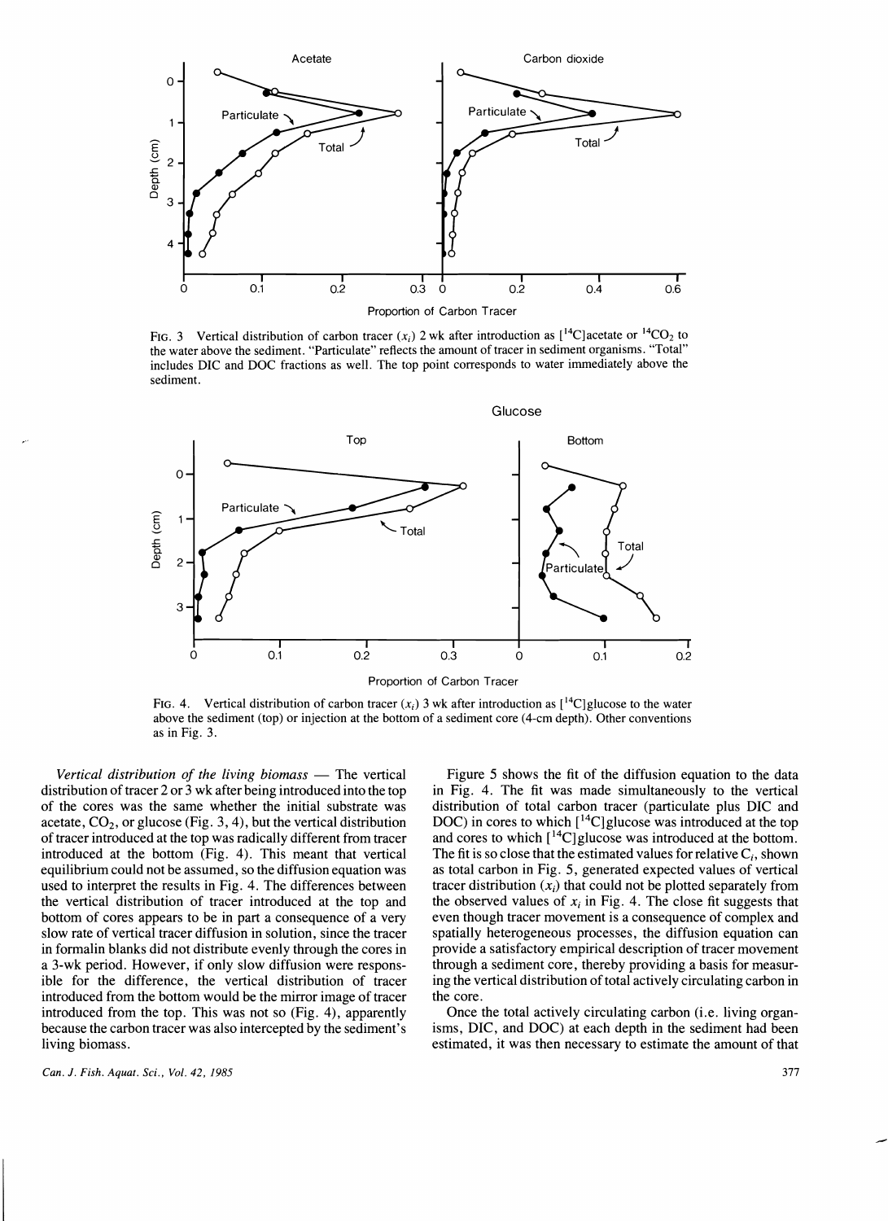FIG. 3 Vertical distribution of carbon tracer ($x_i$) 2 wk after introduction as [$^{14}$C]acetate or $^{14}CO_2$ to the water above the sediment. "Particulate" reflects the amount of tracer in sediment organisms. "Total" includes DIC and DOC fractions as well. The top point corresponds to water immediately above the sediment.

FIG. 4. Vertical distribution of carbon tracer ($x_i$) 3 wk after introduction as [$^{14}$C]glucose to the water above the sediment (top) or injection at the bottom of a sediment core (4-cm depth). Other conventions as in Fig. 3.

*Vertical distribution of the living biomass* — The vertical distribution of tracer 2 or 3 wk after being introduced into the top of the cores was the same whether the initial substrate was acetate, $CO_2$, or glucose (Fig. 3, 4), but the vertical distribution of tracer introduced at the top was radically different from tracer introduced at the bottom (Fig. 4). This meant that vertical equilibrium could not be assumed, so the diffusion equation was used to interpret the results in Fig. 4. The differences between the vertical distribution of tracer introduced at the top and bottom of cores appears to be in part a consequence of a very slow rate of vertical tracer diffusion in solution, since the tracer in formalin blanks did not distribute evenly through the cores in a 3-wk period. However, if only slow diffusion were responsible for the difference, the vertical distribution of tracer introduced from the bottom would be the mirror image of tracer introduced from the top. This was not so (Fig. 4), apparently because the carbon tracer was also intercepted by the sediment's living biomass.

Figure 5 shows the fit of the diffusion equation to the data in Fig. 4. The fit was made simultaneously to the vertical distribution of total carbon tracer (particulate plus DIC and DOC) in cores to which [$^{14}$C]glucose was introduced at the top and cores to which [$^{14}$C]glucose was introduced at the bottom. The fit is so close that the estimated values for relative $C_i$, shown as total carbon in Fig. 5, generated expected values of vertical tracer distribution ($x_i$) that could not be plotted separately from the observed values of $x_i$ in Fig. 4. The close fit suggests that even though tracer movement is a consequence of complex and spatially heterogeneous processes, the diffusion equation can provide a satisfactory empirical description of tracer movement through a sediment core, thereby providing a basis for measuring the vertical distribution of total actively circulating carbon in the core.

Once the total actively circulating carbon (i.e. living organisms, DIC, and DOC) at each depth in the sediment had been estimated, it was then necessary to estimate the amount of that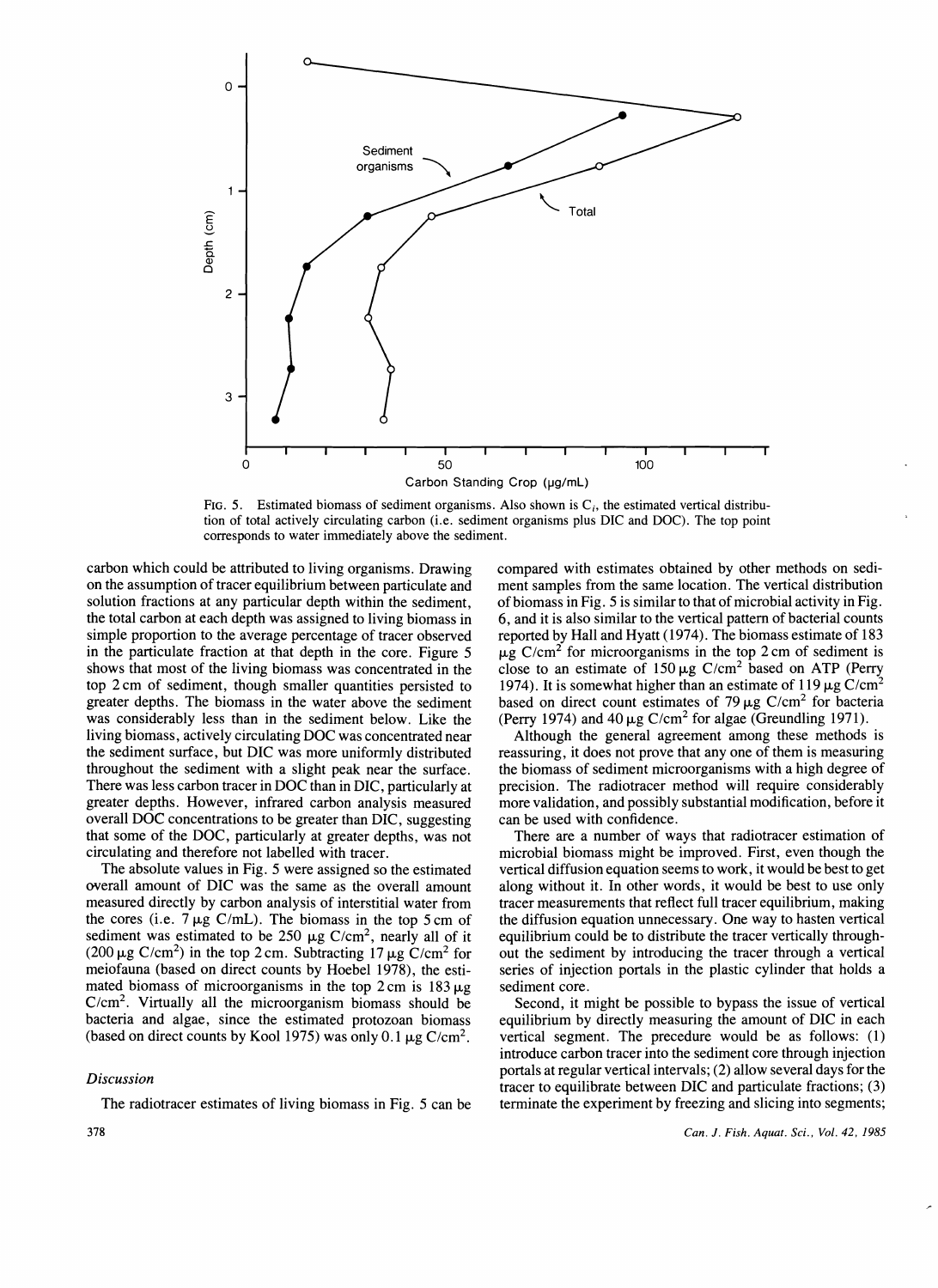FIG. 5. Estimated biomass of sediment organisms. Also shown is $C_i$, the estimated vertical distribution of total actively circulating carbon (i.e. sediment organisms plus DIC and DOC). The top point corresponds to water immediately above the sediment.

carbon which could be attributed to living organisms. Drawing on the assumption of tracer equilibrium between particulate and solution fractions at any particular depth within the sediment, the total carbon at each depth was assigned to living biomass in simple proportion to the average percentage of tracer observed in the particulate fraction at that depth in the core. Figure 5 shows that most of the living biomass was concentrated in the top 2 cm of sediment, though smaller quantities persisted to greater depths. The biomass in the water above the sediment was considerably less than in the sediment below. Like the living biomass, actively circulating DOC was concentrated near the sediment surface, but DIC was more uniformly distributed throughout the sediment with a slight peak near the surface. There was less carbon tracer in DOC than in DIC, particularly at greater depths. However, infrared carbon analysis measured overall DOC concentrations to be greater than DIC, suggesting that some of the DOC, particularly at greater depths, was not circulating and therefore not labelled with tracer.

The absolute values in Fig. 5 were assigned so the estimated overall amount of DIC was the same as the overall amount measured directly by carbon analysis of interstitial water from the cores (i.e. 7 μg C/mL). The biomass in the top 5 cm of sediment was estimated to be 250 μg C/cm$^2$, nearly all of it (200 μg C/cm$^2$) in the top 2 cm. Subtracting 17 μg C/cm$^2$ for meiofauna (based on direct counts by Hoebel 1978), the estimated biomass of microorganisms in the top 2 cm is 183 μg C/cm$^2$. Virtually all the microorganism biomass should be bacteria and algae, since the estimated protozoan biomass (based on direct counts by Kool 1975) was only 0.1 μg C/cm$^2$.

## *Discussion*

The radiotracer estimates of living biomass in Fig. 5 can be compared with estimates obtained by other methods on sediment samples from the same location. The vertical distribution of biomass in Fig. 5 is similar to that of microbial activity in Fig. 6, and it is also similar to the vertical pattern of bacterial counts reported by Hall and Hyatt (1974). The biomass estimate of 183 μg C/cm$^2$ for microorganisms in the top 2 cm of sediment is close to an estimate of 150 μg C/cm$^2$ based on ATP (Perry 1974). It is somewhat higher than an estimate of 119 μg C/cm$^2$ based on direct count estimates of 79 μg C/cm$^2$ for bacteria (Perry 1974) and 40 μg C/cm$^2$ for algae (Greundling 1971).

Although the general agreement among these methods is reassuring, it does not prove that any one of them is measuring the biomass of sediment microorganisms with a high degree of precision. The radiotracer method will require considerably more validation, and possibly substantial modification, before it can be used with confidence.

There are a number of ways that radiotracer estimation of microbial biomass might be improved. First, even though the vertical diffusion equation seems to work, it would be best to get along without it. In other words, it would be best to use only tracer measurements that reflect full tracer equilibrium, making the diffusion equation unnecessary. One way to hasten vertical equilibrium could be to distribute the tracer vertically throughout the sediment by introducing the tracer through a vertical series of injection portals in the plastic cylinder that holds a sediment core.

Second, it might be possible to bypass the issue of vertical equilibrium by directly measuring the amount of DIC in each vertical segment. The precedure would be as follows: (1) introduce carbon tracer into the sediment core through injection portals at regular vertical intervals; (2) allow several days for the tracer to equilibrate between DIC and particulate fractions; (3) terminate the experiment by freezing and slicing into segments;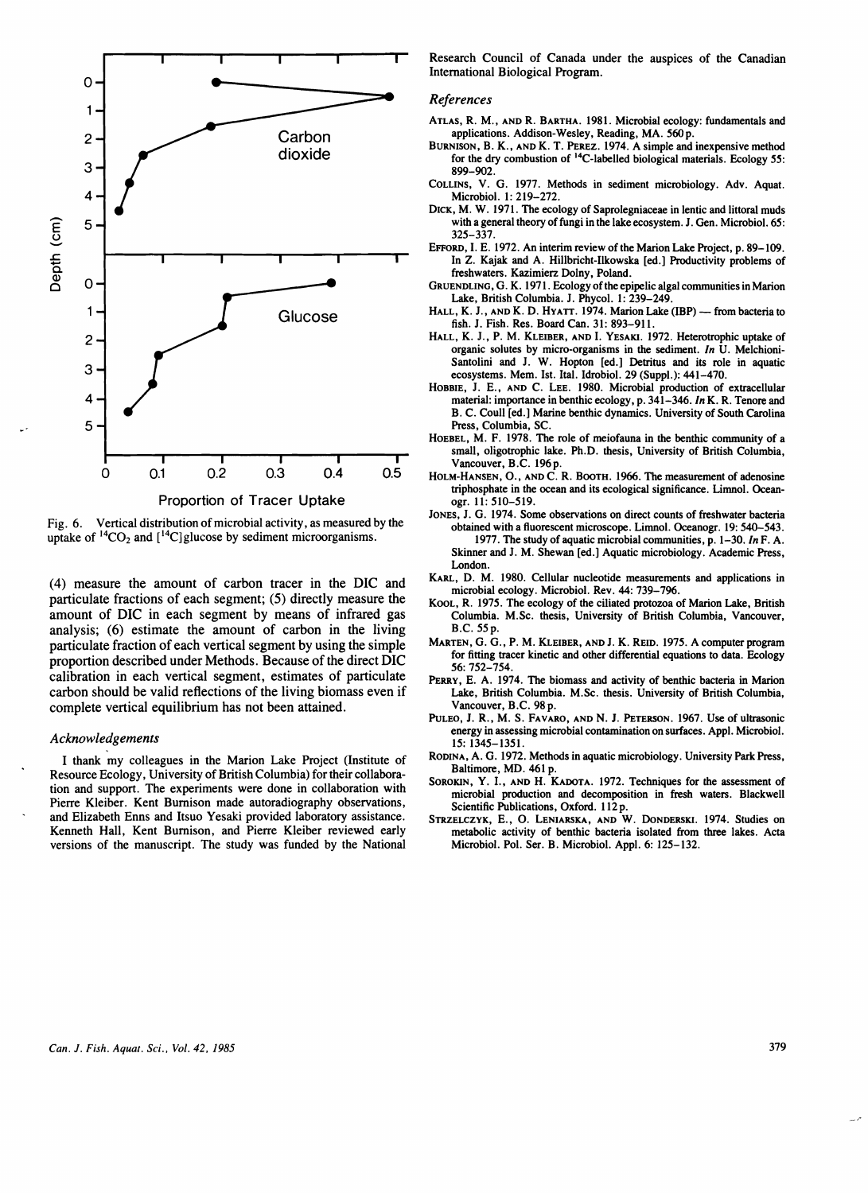0
1
2
3
4
5

Carbon dioxide

Depth (cm)

0
1
2
3
4
5

Glucose

0 0.1 0.2 0.3 0.4 0.5

Proportion of Tracer Uptake

Fig. 6. Vertical distribution of microbial activity, as measured by the uptake of $^{14}CO_2$ and [$^{14}$C]glucose by sediment microorganisms.

(4) measure the amount of carbon tracer in the DIC and particulate fractions of each segment; (5) directly measure the amount of DIC in each segment by means of infrared gas analysis; (6) estimate the amount of carbon in the living particulate fraction of each vertical segment by using the simple proportion described under Methods. Because of the direct DIC calibration in each vertical segment, estimates of particulate carbon should be valid reflections of the living biomass even if complete vertical equilibrium has not been attained.

## Acknowledgements

I thank my colleagues in the Marion Lake Project (Institute of Resource Ecology, University of British Columbia) for their collaboration and support. The experiments were done in collaboration with Pierre Kleiber. Kent Burnison made autoradiography observations, and Elizabeth Enns and Itsuo Yesaki provided laboratory assistance. Kenneth Hall, Kent Burnison, and Pierre Kleiber reviewed early versions of the manuscript. The study was funded by the National Research Council of Canada under the auspices of the Canadian International Biological Program.

## References

ATLAS, R. M., AND R. BARTHA. 1981. Microbial ecology: fundamentals and applications. Addison-Wesley, Reading, MA. 560 p.

BURNISON, B. K., AND K. T. PEREZ. 1974. A simple and inexpensive method for the dry combustion of $^{14}$C-labelled biological materials. Ecology 55: 899–902.

COLLINS, V. G. 1977. Methods in sediment microbiology. Adv. Aquat. Microbiol. 1: 219–272.

DICK, M. W. 1971. The ecology of Saprolegniaceae in lentic and littoral muds with a general theory of fungi in the lake ecosystem. J. Gen. Microbiol. 65: 325–337.

EFFORD, I. E. 1972. An interim review of the Marion Lake Project, p. 89–109. In Z. Kajak and A. Hillbricht-Ilkowska [ed.] Productivity problems of freshwaters. Kazimierz Dolny, Poland.

GRUENDLING, G. K. 1971. Ecology of the epipelic algal communities in Marion Lake, British Columbia. J. Phycol. 1: 239–249.

HALL, K. J., AND K. D. HYATT. 1974. Marion Lake (IBP) — from bacteria to fish. J. Fish. Res. Board Can. 31: 893–911.

HALL, K. J., P. M. KLEIBER, AND I. YESAKI. 1972. Heterotrophic uptake of organic solutes by micro-organisms in the sediment. *In* U. Melchioni-Santolini and J. W. Hopton [ed.] Detritus and its role in aquatic ecosystems. Mem. Ist. Ital. Idrobiol. 29 (Suppl.): 441–470.

HOBBIE, J. E., AND C. LEE. 1980. Microbial production of extracellular material: importance in benthic ecology, p. 341–346. *In* K. R. Tenore and B. C. Coull [ed.] Marine benthic dynamics. University of South Carolina Press, Columbia, SC.

HOEBEL, M. F. 1978. The role of meiofauna in the benthic community of a small, oligotrophic lake. Ph.D. thesis, University of British Columbia, Vancouver, B.C. 196 p.

HOLM-HANSEN, O., AND C. R. BOOTH. 1966. The measurement of adenosine triphosphate in the ocean and its ecological significance. Limnol. Oceanogr. 11: 510–519.

JONES, J. G. 1974. Some observations on direct counts of freshwater bacteria obtained with a fluorescent microscope. Limnol. Oceanogr. 19: 540–543.
1977. The study of aquatic microbial communities, p. 1–30. *In* F. A. Skinner and J. M. Shewan [ed.] Aquatic microbiology. Academic Press, London.

KARL, D. M. 1980. Cellular nucleotide measurements and applications in microbial ecology. Microbiol. Rev. 44: 739–796.

KOOL, R. 1975. The ecology of the ciliated protozoa of Marion Lake, British Columbia. M.Sc. thesis, University of British Columbia, Vancouver, B.C. 55 p.

MARTEN, G. G., P. M. KLEIBER, AND J. K. REID. 1975. A computer program for fitting tracer kinetic and other differential equations to data. Ecology 56: 752–754.

PERRY, E. A. 1974. The biomass and activity of benthic bacteria in Marion Lake, British Columbia. M.Sc. thesis. University of British Columbia, Vancouver, B.C. 98 p.

PULEO, J. R., M. S. FAVARO, AND N. J. PETERSON. 1967. Use of ultrasonic energy in assessing microbial contamination on surfaces. Appl. Microbiol. 15: 1345–1351.

RODINA, A. G. 1972. Methods in aquatic microbiology. University Park Press, Baltimore, MD. 461 p.

SOROKIN, Y. I., AND H. KADOTA. 1972. Techniques for the assessment of microbial production and decomposition in fresh waters. Blackwell Scientific Publications, Oxford. 112 p.

STRZELCZYK, E., O. LENIARSKA, AND W. DONDERSKI. 1974. Studies on metabolic activity of benthic bacteria isolated from three lakes. Acta Microbiol. Pol. Ser. B. Microbiol. Appl. 6: 125–132.